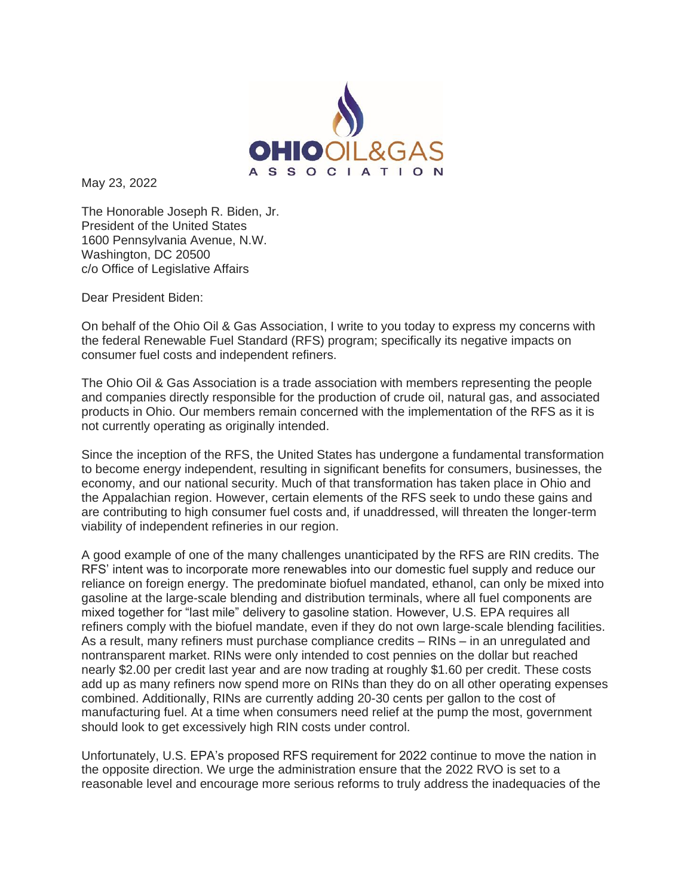OHIO OIL & GAS ASSOCIATION

May 23, 2022

The Honorable Joseph R. Biden, Jr.
President of the United States
1600 Pennsylvania Avenue, N.W.
Washington, DC 20500
c/o Office of Legislative Affairs

Dear President Biden:

On behalf of the Ohio Oil & Gas Association, I write to you today to express my concerns with the federal Renewable Fuel Standard (RFS) program; specifically its negative impacts on consumer fuel costs and independent refiners.

The Ohio Oil & Gas Association is a trade association with members representing the people and companies directly responsible for the production of crude oil, natural gas, and associated products in Ohio. Our members remain concerned with the implementation of the RFS as it is not currently operating as originally intended.

Since the inception of the RFS, the United States has undergone a fundamental transformation to become energy independent, resulting in significant benefits for consumers, businesses, the economy, and our national security. Much of that transformation has taken place in Ohio and the Appalachian region. However, certain elements of the RFS seek to undo these gains and are contributing to high consumer fuel costs and, if unaddressed, will threaten the longer-term viability of independent refineries in our region.

A good example of one of the many challenges unanticipated by the RFS are RIN credits. The RFS' intent was to incorporate more renewables into our domestic fuel supply and reduce our reliance on foreign energy. The predominate biofuel mandated, ethanol, can only be mixed into gasoline at the large-scale blending and distribution terminals, where all fuel components are mixed together for "last mile" delivery to gasoline station. However, U.S. EPA requires all refiners comply with the biofuel mandate, even if they do not own large-scale blending facilities. As a result, many refiners must purchase compliance credits – RINs – in an unregulated and nontransparent market. RINs were only intended to cost pennies on the dollar but reached nearly $2.00 per credit last year and are now trading at roughly $1.60 per credit. These costs add up as many refiners now spend more on RINs than they do on all other operating expenses combined. Additionally, RINs are currently adding 20-30 cents per gallon to the cost of manufacturing fuel. At a time when consumers need relief at the pump the most, government should look to get excessively high RIN costs under control.

Unfortunately, U.S. EPA's proposed RFS requirement for 2022 continue to move the nation in the opposite direction. We urge the administration ensure that the 2022 RVO is set to a reasonable level and encourage more serious reforms to truly address the inadequacies of the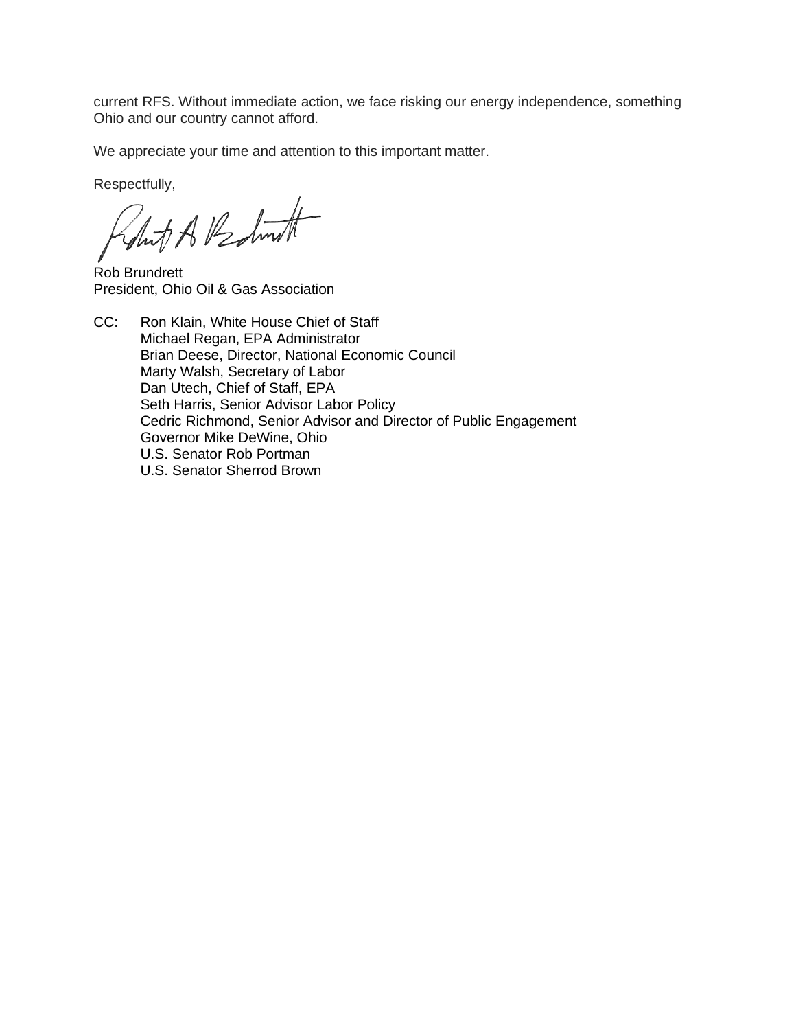current RFS. Without immediate action, we face risking our energy independence, something Ohio and our country cannot afford.

We appreciate your time and attention to this important matter.

Respectfully,

Rob Brundrett
President, Ohio Oil & Gas Association

CC: Ron Klain, White House Chief of Staff
Michael Regan, EPA Administrator
Brian Deese, Director, National Economic Council
Marty Walsh, Secretary of Labor
Dan Utech, Chief of Staff, EPA
Seth Harris, Senior Advisor Labor Policy
Cedric Richmond, Senior Advisor and Director of Public Engagement
Governor Mike DeWine, Ohio
U.S. Senator Rob Portman
U.S. Senator Sherrod Brown